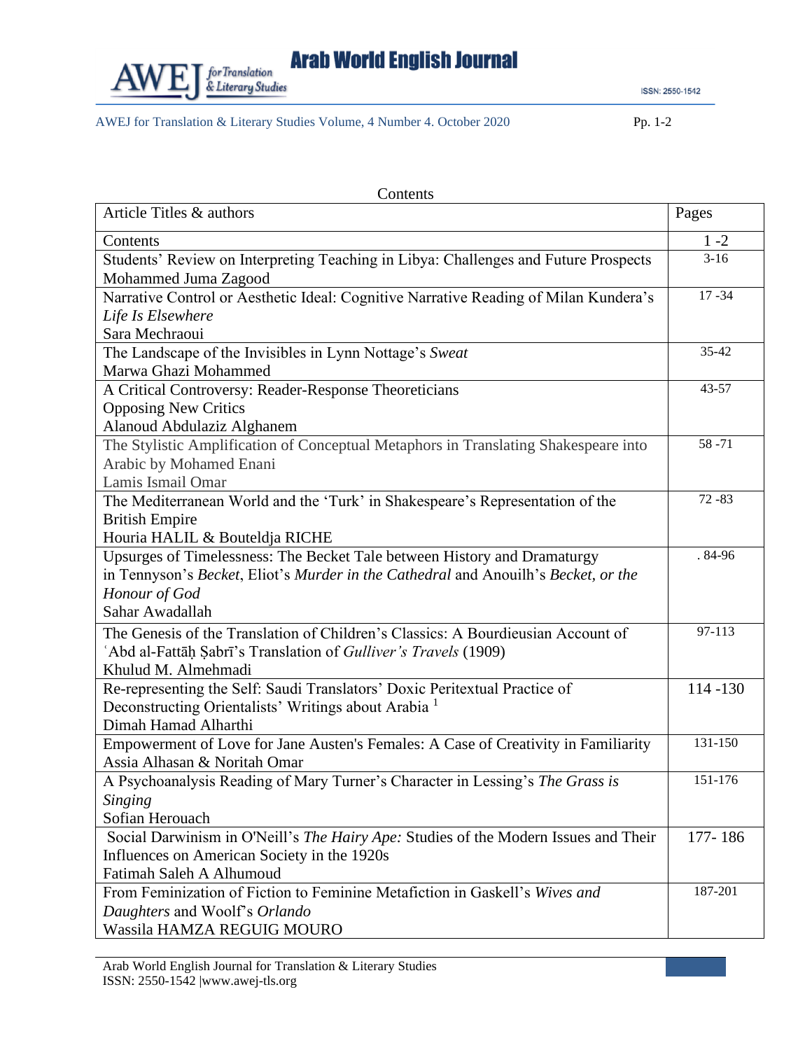## Contents

| Article Titles & authors | Pages |
|---|---|
| Contents | 1 -2 |
| Students' Review on Interpreting Teaching in Libya: Challenges and Future Prospects<br>Mohammed Juma Zagood | 3-16 |
| Narrative Control or Aesthetic Ideal: Cognitive Narrative Reading of Milan Kundera's *Life Is Elsewhere*<br>Sara Mechraoui | 17 -34 |
| The Landscape of the Invisibles in Lynn Nottage's *Sweat*<br>Marwa Ghazi Mohammed | 35-42 |
| A Critical Controversy: Reader-Response Theoreticians Opposing New Critics<br>Alanoud Abdulaziz Alghanem | 43-57 |
| The Stylistic Amplification of Conceptual Metaphors in Translating Shakespeare into Arabic by Mohamed Enani<br>Lamis Ismail Omar | 58 -71 |
| The Mediterranean World and the 'Turk' in Shakespeare's Representation of the British Empire<br>Houria HALIL & Bouteldja RICHE | 72 -83 |
| Upsurges of Timelessness: The Becket Tale between History and Dramaturgy in Tennyson's *Becket*, Eliot's *Murder in the Cathedral* and Anouilh's *Becket, or the Honour of God*<br>Sahar Awadallah | . 84-96 |
| The Genesis of the Translation of Children's Classics: A Bourdieusian Account of ʿAbd al-Fattāḥ Ṣabrī's Translation of *Gulliver's Travels* (1909)<br>Khulud M. Almehmadi | 97-113 |
| Re-representing the Self: Saudi Translators' Doxic Peritextual Practice of Deconstructing Orientalists' Writings about Arabia [1]<br>Dimah Hamad Alharthi | 114 -130 |
| Empowerment of Love for Jane Austen's Females: A Case of Creativity in Familiarity<br>Assia Alhasan & Noritah Omar | 131-150 |
| A Psychoanalysis Reading of Mary Turner's Character in Lessing's *The Grass is Singing*<br>Sofian Herouach | 151-176 |
| Social Darwinism in O'Neill's *The Hairy Ape:* Studies of the Modern Issues and Their Influences on American Society in the 1920s<br>Fatimah Saleh A Alhumoud | 177- 186 |
| From Feminization of Fiction to Feminine Metafiction in Gaskell's *Wives and Daughters* and Woolf's *Orlando*<br>Wassila HAMZA REGUIG MOURO | 187-201 |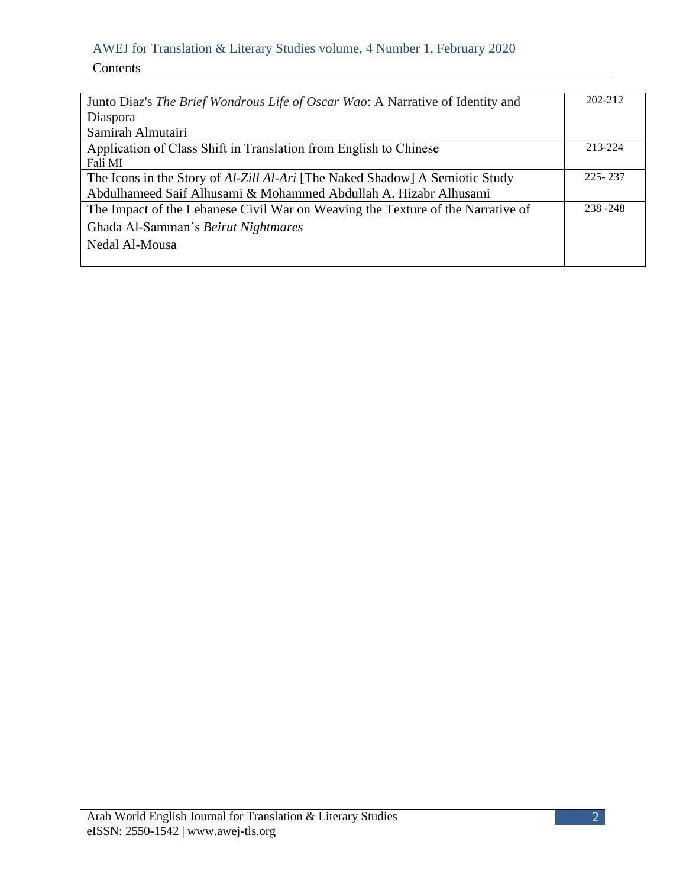Contents

| | |
|---|---|
| Junto Diaz's *The Brief Wondrous Life of Oscar Wao*: A Narrative of Identity and Diaspora<br>Samirah Almutairi | 202-212 |
| Application of Class Shift in Translation from English to Chinese<br>Fali MI | 213-224 |
| The Icons in the Story of *Al-Zill Al-Ari* [The Naked Shadow] A Semiotic Study<br>Abdulhameed Saif Alhusami & Mohammed Abdullah A. Hizabr Alhusami | 225- 237 |
| The Impact of the Lebanese Civil War on Weaving the Texture of the Narrative of Ghada Al-Samman's *Beirut Nightmares*<br>Nedal Al-Mousa | 238 -248 |